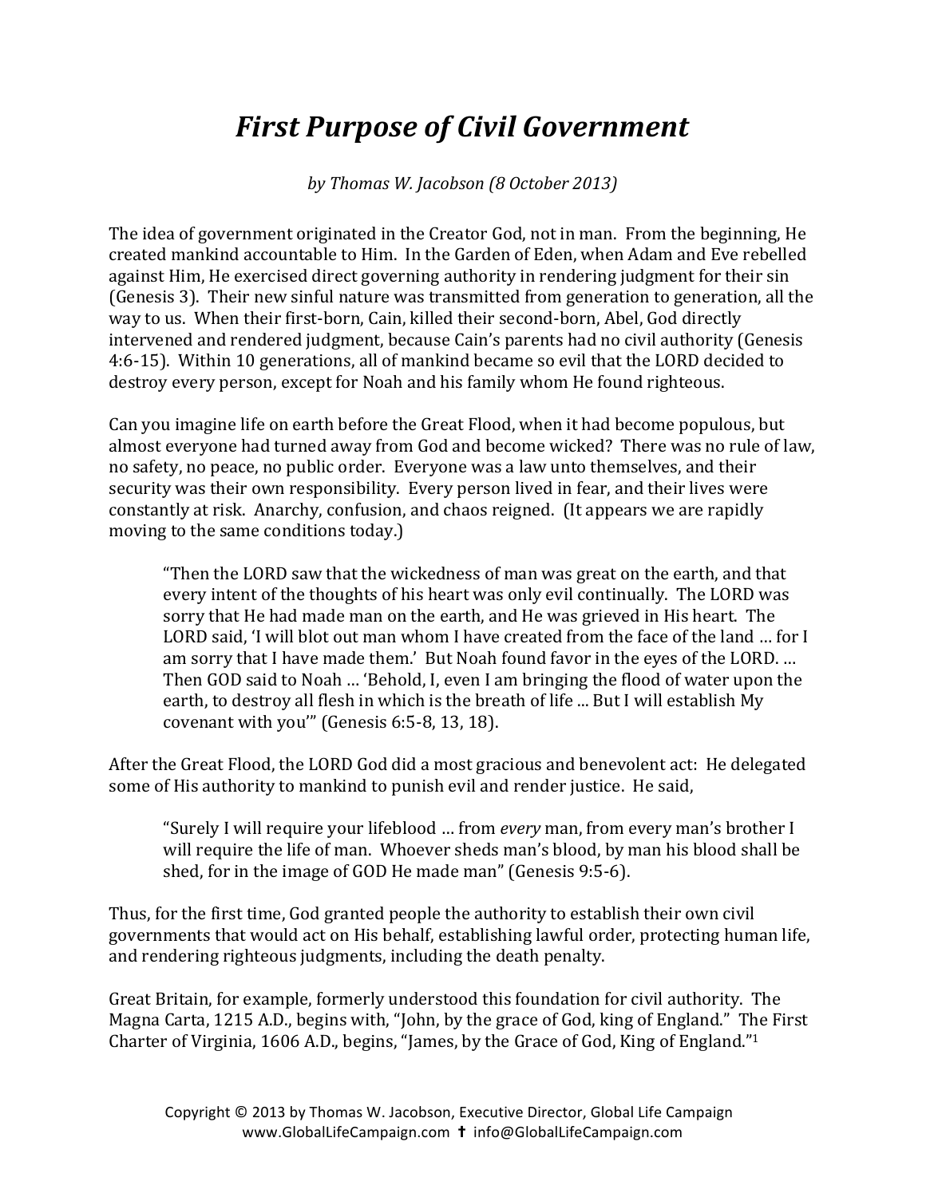# *First Purpose of Civil Government*

*by Thomas W. Jacobson (8 October 2013)*

The idea of government originated in the Creator God, not in man. From the beginning, He created mankind accountable to Him. In the Garden of Eden, when Adam and Eve rebelled against Him, He exercised direct governing authority in rendering judgment for their sin (Genesis 3). Their new sinful nature was transmitted from generation to generation, all the way to us. When their first-born, Cain, killed their second-born, Abel, God directly intervened and rendered judgment, because Cain's parents had no civil authority (Genesis 4:6-15). Within 10 generations, all of mankind became so evil that the LORD decided to destroy every person, except for Noah and his family whom He found righteous.

Can you imagine life on earth before the Great Flood, when it had become populous, but almost everyone had turned away from God and become wicked? There was no rule of law, no safety, no peace, no public order. Everyone was a law unto themselves, and their security was their own responsibility. Every person lived in fear, and their lives were constantly at risk. Anarchy, confusion, and chaos reigned. (It appears we are rapidly moving to the same conditions today.)

> "Then the LORD saw that the wickedness of man was great on the earth, and that every intent of the thoughts of his heart was only evil continually. The LORD was sorry that He had made man on the earth, and He was grieved in His heart. The LORD said, 'I will blot out man whom I have created from the face of the land … for I am sorry that I have made them.' But Noah found favor in the eyes of the LORD. … Then GOD said to Noah … 'Behold, I, even I am bringing the flood of water upon the earth, to destroy all flesh in which is the breath of life ... But I will establish My covenant with you'" (Genesis 6:5-8, 13, 18).

After the Great Flood, the LORD God did a most gracious and benevolent act: He delegated some of His authority to mankind to punish evil and render justice. He said,

> "Surely I will require your lifeblood … from *every* man, from every man's brother I will require the life of man. Whoever sheds man's blood, by man his blood shall be shed, for in the image of GOD He made man" (Genesis 9:5-6).

Thus, for the first time, God granted people the authority to establish their own civil governments that would act on His behalf, establishing lawful order, protecting human life, and rendering righteous judgments, including the death penalty.

Great Britain, for example, formerly understood this foundation for civil authority. The Magna Carta, 1215 A.D., begins with, "John, by the grace of God, king of England." The First Charter of Virginia, 1606 A.D., begins, "James, by the Grace of God, King of England."[1]

Copyright © 2013 by Thomas W. Jacobson, Executive Director, Global Life Campaign
www.GlobalLifeCampaign.com ✝ info@GlobalLifeCampaign.com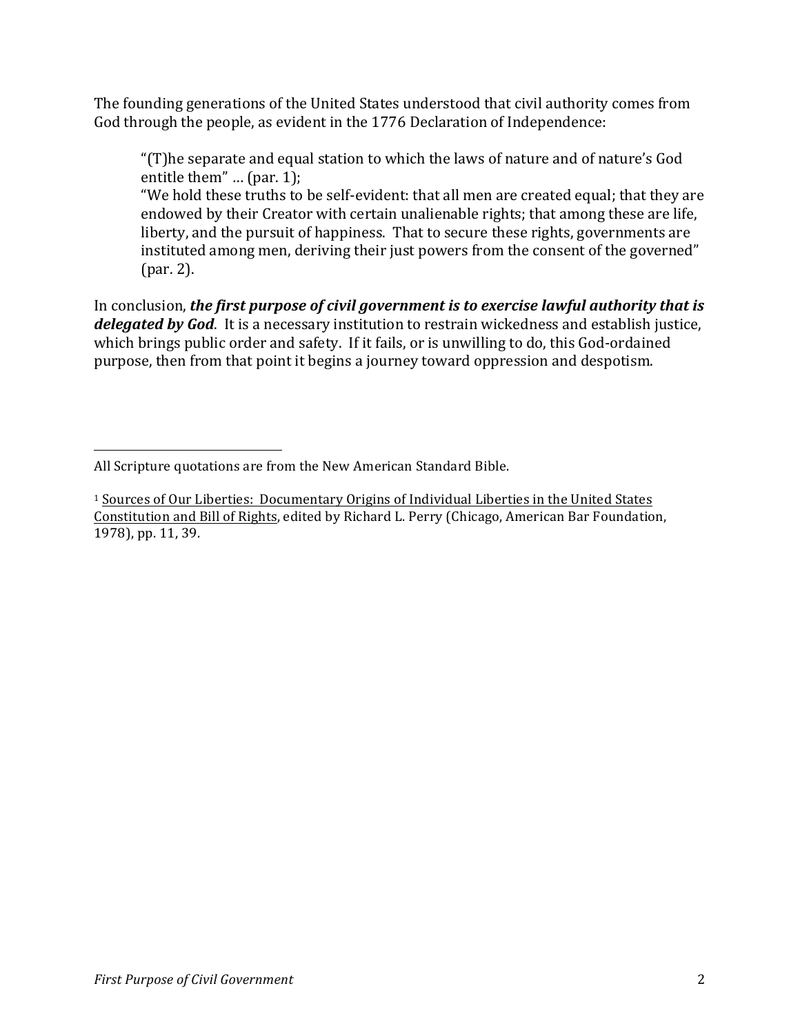The founding generations of the United States understood that civil authority comes from God through the people, as evident in the 1776 Declaration of Independence:

> "(T)he separate and equal station to which the laws of nature and of nature's God entitle them" … (par. 1);
> "We hold these truths to be self-evident: that all men are created equal; that they are endowed by their Creator with certain unalienable rights; that among these are life, liberty, and the pursuit of happiness. That to secure these rights, governments are instituted among men, deriving their just powers from the consent of the governed" (par. 2).

In conclusion, ***the first purpose of civil government is to exercise lawful authority that is delegated by God***. It is a necessary institution to restrain wickedness and establish justice, which brings public order and safety. If it fails, or is unwilling to do, this God-ordained purpose, then from that point it begins a journey toward oppression and despotism.

---

All Scripture quotations are from the New American Standard Bible.

[1] Sources of Our Liberties: Documentary Origins of Individual Liberties in the United States Constitution and Bill of Rights, edited by Richard L. Perry (Chicago, American Bar Foundation, 1978), pp. 11, 39.